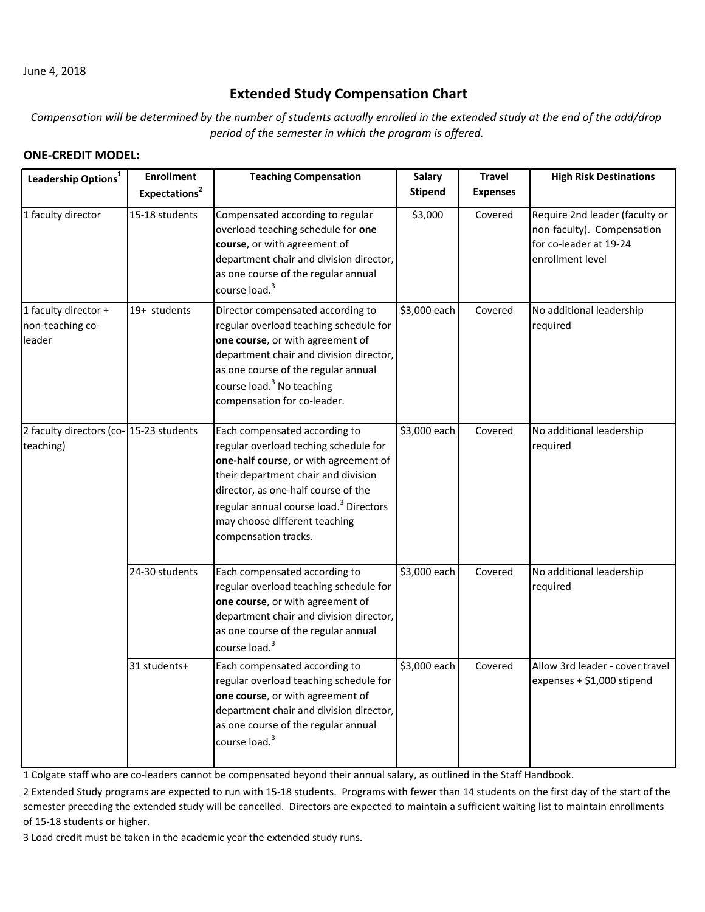June 4, 2018

# Extended Study Compensation Chart

*Compensation will be determined by the number of students actually enrolled in the extended study at the end of the add/drop period of the semester in which the program is offered.*

## ONE-CREDIT MODEL:

| Leadership Options[1] | Enrollment Expectations[2] | Teaching Compensation | Salary Stipend | Travel Expenses | High Risk Destinations |
|---|---|---|---|---|---|
| 1 faculty director | 15-18 students | Compensated according to regular overload teaching schedule for **one course**, or with agreement of department chair and division director, as one course of the regular annual course load.[3] | $3,000 | Covered | Require 2nd leader (faculty or non-faculty). Compensation for co-leader at 19-24 enrollment level |
| 1 faculty director + non-teaching co-leader | 19+ students | Director compensated according to regular overload teaching schedule for **one course**, or with agreement of department chair and division director, as one course of the regular annual course load.[3] No teaching compensation for co-leader. | $3,000 each | Covered | No additional leadership required |
| 2 faculty directors (co-teaching) | 15-23 students | Each compensated according to regular overload teching schedule for **one-half course**, or with agreement of their department chair and division director, as one-half course of the regular annual course load.[3] Directors may choose different teaching compensation tracks. | $3,000 each | Covered | No additional leadership required |
| | 24-30 students | Each compensated according to regular overload teaching schedule for **one course**, or with agreement of department chair and division director, as one course of the regular annual course load.[3] | $3,000 each | Covered | No additional leadership required |
| | 31 students+ | Each compensated according to regular overload teaching schedule for **one course**, or with agreement of department chair and division director, as one course of the regular annual course load.[3] | $3,000 each | Covered | Allow 3rd leader - cover travel expenses + $1,000 stipend |

1 Colgate staff who are co-leaders cannot be compensated beyond their annual salary, as outlined in the Staff Handbook.

2 Extended Study programs are expected to run with 15-18 students. Programs with fewer than 14 students on the first day of the start of the semester preceding the extended study will be cancelled. Directors are expected to maintain a sufficient waiting list to maintain enrollments of 15-18 students or higher.

3 Load credit must be taken in the academic year the extended study runs.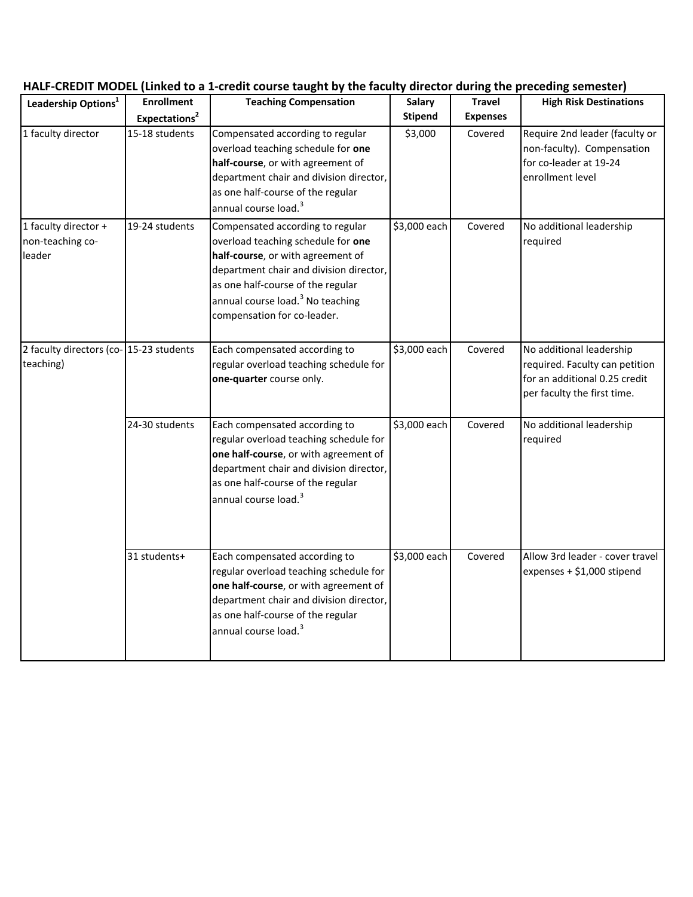**HALF-CREDIT MODEL (Linked to a 1-credit course taught by the faculty director during the preceding semester)**

| Leadership Options[1] | Enrollment Expectations[2] | Teaching Compensation | Salary Stipend | Travel Expenses | High Risk Destinations |
|---|---|---|---|---|---|
| 1 faculty director | 15-18 students | Compensated according to regular overload teaching schedule for **one half-course**, or with agreement of department chair and division director, as one half-course of the regular annual course load.[3] | $3,000 | Covered | Require 2nd leader (faculty or non-faculty). Compensation for co-leader at 19-24 enrollment level |
| 1 faculty director + non-teaching co-leader | 19-24 students | Compensated according to regular overload teaching schedule for **one half-course**, or with agreement of department chair and division director, as one half-course of the regular annual course load.[3] No teaching compensation for co-leader. | $3,000 each | Covered | No additional leadership required |
| 2 faculty directors (co-teaching) | 15-23 students | Each compensated according to regular overload teaching schedule for **one-quarter** course only. | $3,000 each | Covered | No additional leadership required. Faculty can petition for an additional 0.25 credit per faculty the first time. |
| | 24-30 students | Each compensated according to regular overload teaching schedule for **one half-course**, or with agreement of department chair and division director, as one half-course of the regular annual course load.[3] | $3,000 each | Covered | No additional leadership required |
| | 31 students+ | Each compensated according to regular overload teaching schedule for **one half-course**, or with agreement of department chair and division director, as one half-course of the regular annual course load.[3] | $3,000 each | Covered | Allow 3rd leader - cover travel expenses + $1,000 stipend |